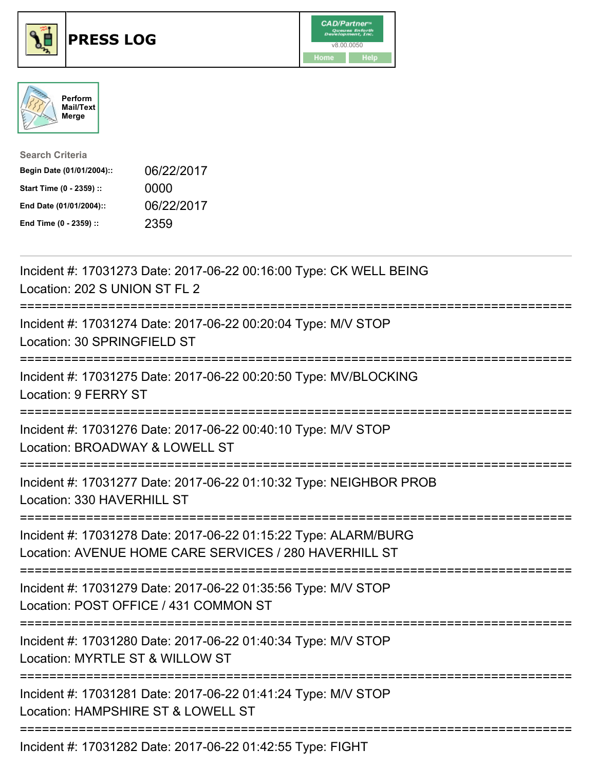# PRESS LOG

Perform Mail/Text Merge

**Search Criteria**

| | |
|---|---|
| **Begin Date (01/01/2004)::** | 06/22/2017 |
| **Start Time (0 - 2359) ::** | 0000 |
| **End Date (01/01/2004)::** | 06/22/2017 |
| **End Time (0 - 2359) ::** | 2359 |

Incident #: 17031273 Date: 2017-06-22 00:16:00 Type: CK WELL BEING
Location: 202 S UNION ST FL 2

===========================================================================

Incident #: 17031274 Date: 2017-06-22 00:20:04 Type: M/V STOP
Location: 30 SPRINGFIELD ST

===========================================================================

Incident #: 17031275 Date: 2017-06-22 00:20:50 Type: MV/BLOCKING
Location: 9 FERRY ST

===========================================================================

Incident #: 17031276 Date: 2017-06-22 00:40:10 Type: M/V STOP
Location: BROADWAY & LOWELL ST

===========================================================================

Incident #: 17031277 Date: 2017-06-22 01:10:32 Type: NEIGHBOR PROB
Location: 330 HAVERHILL ST

===========================================================================

Incident #: 17031278 Date: 2017-06-22 01:15:22 Type: ALARM/BURG
Location: AVENUE HOME CARE SERVICES / 280 HAVERHILL ST

===========================================================================

Incident #: 17031279 Date: 2017-06-22 01:35:56 Type: M/V STOP
Location: POST OFFICE / 431 COMMON ST

===========================================================================

Incident #: 17031280 Date: 2017-06-22 01:40:34 Type: M/V STOP
Location: MYRTLE ST & WILLOW ST

===========================================================================

Incident #: 17031281 Date: 2017-06-22 01:41:24 Type: M/V STOP
Location: HAMPSHIRE ST & LOWELL ST

===========================================================================

Incident #: 17031282 Date: 2017-06-22 01:42:55 Type: FIGHT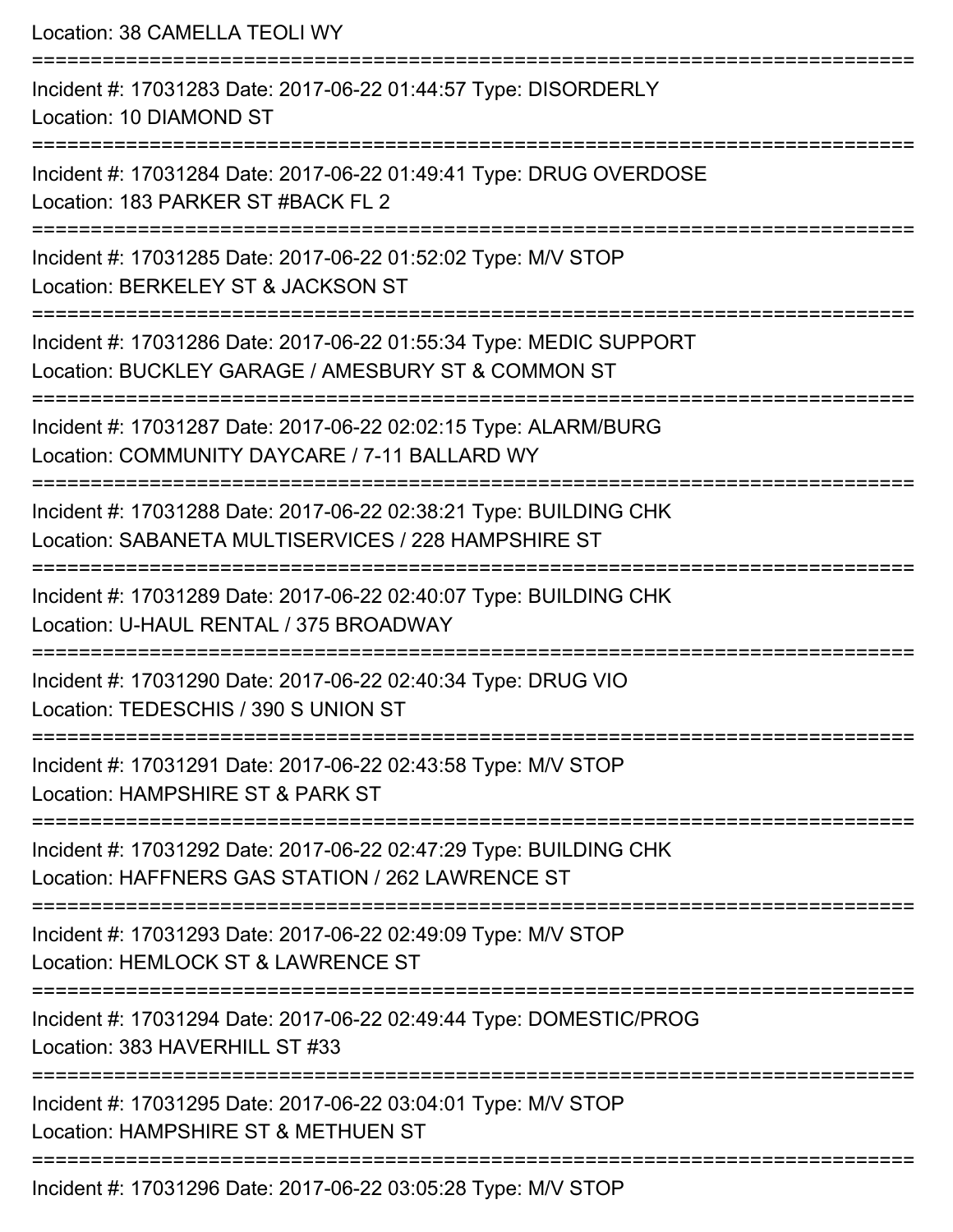Location: 38 CAMELLA TEOLI WY

===========================================================================

Incident #: 17031283 Date: 2017-06-22 01:44:57 Type: DISORDERLY

Location: 10 DIAMOND ST

===========================================================================

Incident #: 17031284 Date: 2017-06-22 01:49:41 Type: DRUG OVERDOSE

Location: 183 PARKER ST #BACK FL 2

===========================================================================

Incident #: 17031285 Date: 2017-06-22 01:52:02 Type: M/V STOP

Location: BERKELEY ST & JACKSON ST

===========================================================================

Incident #: 17031286 Date: 2017-06-22 01:55:34 Type: MEDIC SUPPORT

Location: BUCKLEY GARAGE / AMESBURY ST & COMMON ST

===========================================================================

Incident #: 17031287 Date: 2017-06-22 02:02:15 Type: ALARM/BURG

Location: COMMUNITY DAYCARE / 7-11 BALLARD WY

===========================================================================

Incident #: 17031288 Date: 2017-06-22 02:38:21 Type: BUILDING CHK

Location: SABANETA MULTISERVICES / 228 HAMPSHIRE ST

===========================================================================

Incident #: 17031289 Date: 2017-06-22 02:40:07 Type: BUILDING CHK

Location: U-HAUL RENTAL / 375 BROADWAY

===========================================================================

Incident #: 17031290 Date: 2017-06-22 02:40:34 Type: DRUG VIO

Location: TEDESCHIS / 390 S UNION ST

===========================================================================

Incident #: 17031291 Date: 2017-06-22 02:43:58 Type: M/V STOP

Location: HAMPSHIRE ST & PARK ST

===========================================================================

Incident #: 17031292 Date: 2017-06-22 02:47:29 Type: BUILDING CHK

Location: HAFFNERS GAS STATION / 262 LAWRENCE ST

===========================================================================

Incident #: 17031293 Date: 2017-06-22 02:49:09 Type: M/V STOP

Location: HEMLOCK ST & LAWRENCE ST

===========================================================================

Incident #: 17031294 Date: 2017-06-22 02:49:44 Type: DOMESTIC/PROG

Location: 383 HAVERHILL ST #33

===========================================================================

Incident #: 17031295 Date: 2017-06-22 03:04:01 Type: M/V STOP

Location: HAMPSHIRE ST & METHUEN ST

===========================================================================

Incident #: 17031296 Date: 2017-06-22 03:05:28 Type: M/V STOP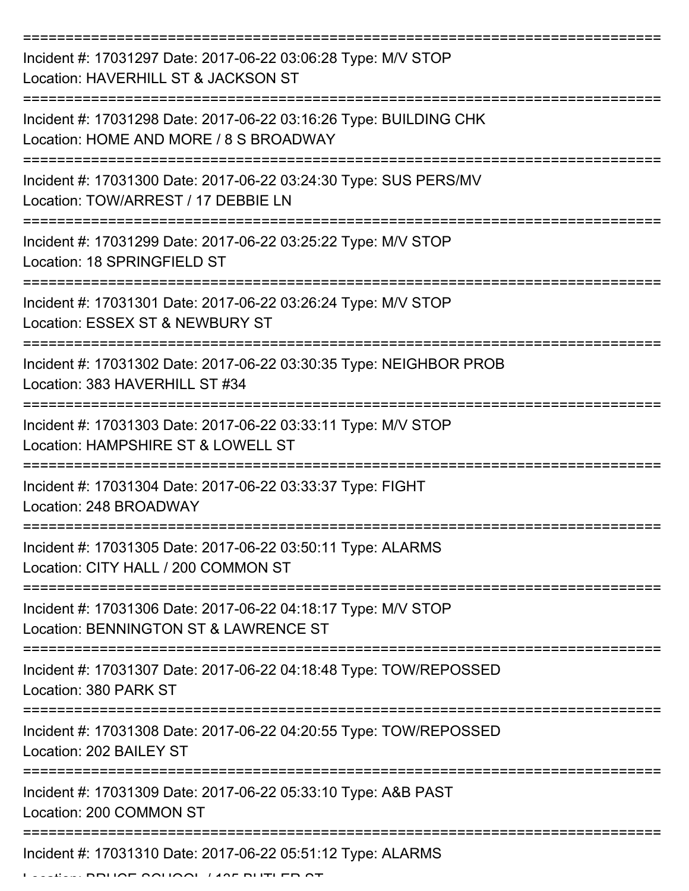===========================================================================

Incident #: 17031297 Date: 2017-06-22 03:06:28 Type: M/V STOP

Location: HAVERHILL ST & JACKSON ST

===========================================================================

Incident #: 17031298 Date: 2017-06-22 03:16:26 Type: BUILDING CHK

Location: HOME AND MORE / 8 S BROADWAY

===========================================================================

Incident #: 17031300 Date: 2017-06-22 03:24:30 Type: SUS PERS/MV

Location: TOW/ARREST / 17 DEBBIE LN

===========================================================================

Incident #: 17031299 Date: 2017-06-22 03:25:22 Type: M/V STOP

Location: 18 SPRINGFIELD ST

===========================================================================

Incident #: 17031301 Date: 2017-06-22 03:26:24 Type: M/V STOP

Location: ESSEX ST & NEWBURY ST

===========================================================================

Incident #: 17031302 Date: 2017-06-22 03:30:35 Type: NEIGHBOR PROB

Location: 383 HAVERHILL ST #34

===========================================================================

Incident #: 17031303 Date: 2017-06-22 03:33:11 Type: M/V STOP

Location: HAMPSHIRE ST & LOWELL ST

===========================================================================

Incident #: 17031304 Date: 2017-06-22 03:33:37 Type: FIGHT

Location: 248 BROADWAY

===========================================================================

Incident #: 17031305 Date: 2017-06-22 03:50:11 Type: ALARMS

Location: CITY HALL / 200 COMMON ST

===========================================================================

Incident #: 17031306 Date: 2017-06-22 04:18:17 Type: M/V STOP

Location: BENNINGTON ST & LAWRENCE ST

===========================================================================

Incident #: 17031307 Date: 2017-06-22 04:18:48 Type: TOW/REPOSSED

Location: 380 PARK ST

===========================================================================

Incident #: 17031308 Date: 2017-06-22 04:20:55 Type: TOW/REPOSSED

Location: 202 BAILEY ST

===========================================================================

Incident #: 17031309 Date: 2017-06-22 05:33:10 Type: A&B PAST

Location: 200 COMMON ST

===========================================================================

Incident #: 17031310 Date: 2017-06-22 05:51:12 Type: ALARMS

Location: BRUCE SCHOOL / 135 BUTLER ST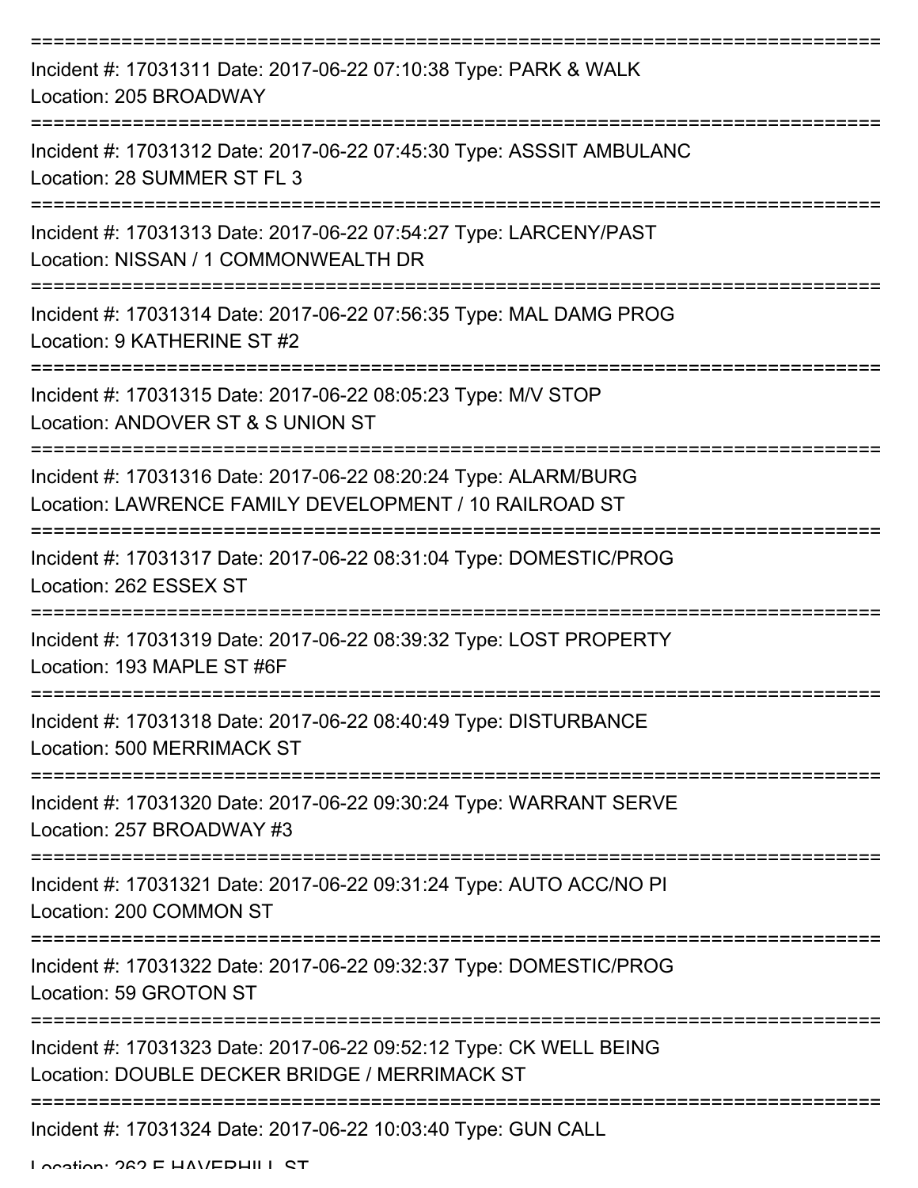Incident #: 17031311 Date: 2017-06-22 07:10:38 Type: PARK & WALK
Location: 205 BROADWAY

Incident #: 17031312 Date: 2017-06-22 07:45:30 Type: ASSSIT AMBULANC
Location: 28 SUMMER ST FL 3

Incident #: 17031313 Date: 2017-06-22 07:54:27 Type: LARCENY/PAST
Location: NISSAN / 1 COMMONWEALTH DR

Incident #: 17031314 Date: 2017-06-22 07:56:35 Type: MAL DAMG PROG
Location: 9 KATHERINE ST #2

Incident #: 17031315 Date: 2017-06-22 08:05:23 Type: M/V STOP
Location: ANDOVER ST & S UNION ST

Incident #: 17031316 Date: 2017-06-22 08:20:24 Type: ALARM/BURG
Location: LAWRENCE FAMILY DEVELOPMENT / 10 RAILROAD ST

Incident #: 17031317 Date: 2017-06-22 08:31:04 Type: DOMESTIC/PROG
Location: 262 ESSEX ST

Incident #: 17031319 Date: 2017-06-22 08:39:32 Type: LOST PROPERTY
Location: 193 MAPLE ST #6F

Incident #: 17031318 Date: 2017-06-22 08:40:49 Type: DISTURBANCE
Location: 500 MERRIMACK ST

Incident #: 17031320 Date: 2017-06-22 09:30:24 Type: WARRANT SERVE
Location: 257 BROADWAY #3

Incident #: 17031321 Date: 2017-06-22 09:31:24 Type: AUTO ACC/NO PI
Location: 200 COMMON ST

Incident #: 17031322 Date: 2017-06-22 09:32:37 Type: DOMESTIC/PROG
Location: 59 GROTON ST

Incident #: 17031323 Date: 2017-06-22 09:52:12 Type: CK WELL BEING
Location: DOUBLE DECKER BRIDGE / MERRIMACK ST

Incident #: 17031324 Date: 2017-06-22 10:03:40 Type: GUN CALL
Location: 262 E HAVERHILL ST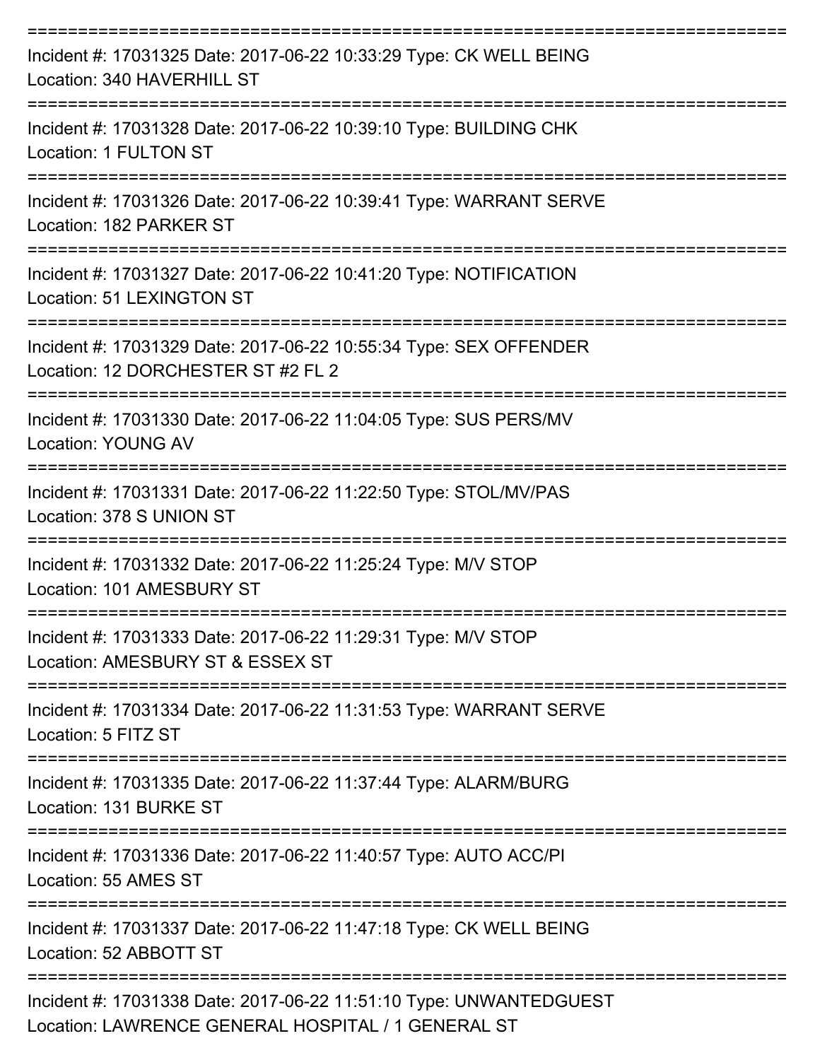===========================================================================

Incident #: 17031325 Date: 2017-06-22 10:33:29 Type: CK WELL BEING
Location: 340 HAVERHILL ST

===========================================================================

Incident #: 17031328 Date: 2017-06-22 10:39:10 Type: BUILDING CHK
Location: 1 FULTON ST

===========================================================================

Incident #: 17031326 Date: 2017-06-22 10:39:41 Type: WARRANT SERVE
Location: 182 PARKER ST

===========================================================================

Incident #: 17031327 Date: 2017-06-22 10:41:20 Type: NOTIFICATION
Location: 51 LEXINGTON ST

===========================================================================

Incident #: 17031329 Date: 2017-06-22 10:55:34 Type: SEX OFFENDER
Location: 12 DORCHESTER ST #2 FL 2

===========================================================================

Incident #: 17031330 Date: 2017-06-22 11:04:05 Type: SUS PERS/MV
Location: YOUNG AV

===========================================================================

Incident #: 17031331 Date: 2017-06-22 11:22:50 Type: STOL/MV/PAS
Location: 378 S UNION ST

===========================================================================

Incident #: 17031332 Date: 2017-06-22 11:25:24 Type: M/V STOP
Location: 101 AMESBURY ST

===========================================================================

Incident #: 17031333 Date: 2017-06-22 11:29:31 Type: M/V STOP
Location: AMESBURY ST & ESSEX ST

===========================================================================

Incident #: 17031334 Date: 2017-06-22 11:31:53 Type: WARRANT SERVE
Location: 5 FITZ ST

===========================================================================

Incident #: 17031335 Date: 2017-06-22 11:37:44 Type: ALARM/BURG
Location: 131 BURKE ST

===========================================================================

Incident #: 17031336 Date: 2017-06-22 11:40:57 Type: AUTO ACC/PI
Location: 55 AMES ST

===========================================================================

Incident #: 17031337 Date: 2017-06-22 11:47:18 Type: CK WELL BEING
Location: 52 ABBOTT ST

===========================================================================

Incident #: 17031338 Date: 2017-06-22 11:51:10 Type: UNWANTEDGUEST
Location: LAWRENCE GENERAL HOSPITAL / 1 GENERAL ST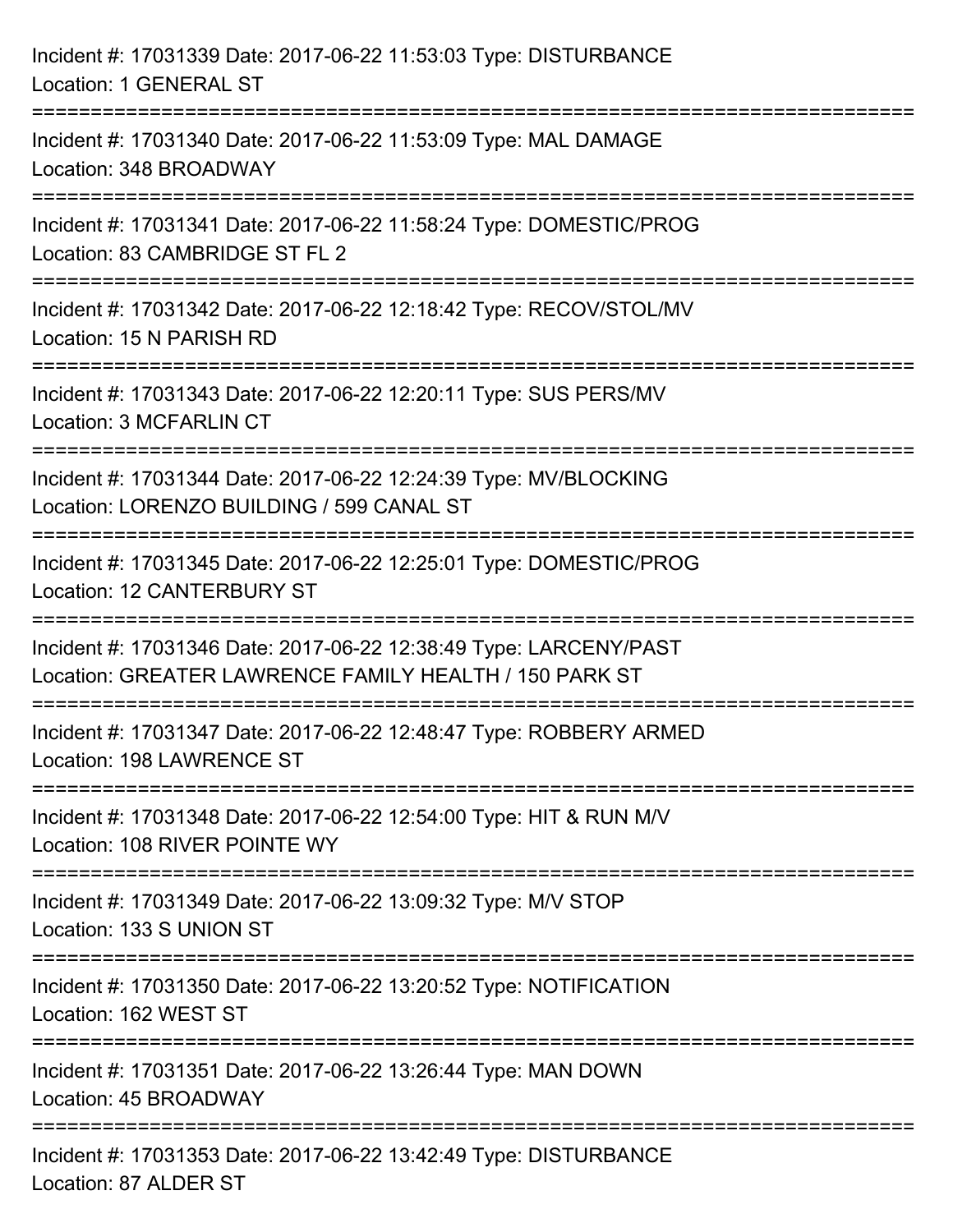Incident #: 17031339 Date: 2017-06-22 11:53:03 Type: DISTURBANCE
Location: 1 GENERAL ST

===========================================================================

Incident #: 17031340 Date: 2017-06-22 11:53:09 Type: MAL DAMAGE
Location: 348 BROADWAY

===========================================================================

Incident #: 17031341 Date: 2017-06-22 11:58:24 Type: DOMESTIC/PROG
Location: 83 CAMBRIDGE ST FL 2

===========================================================================

Incident #: 17031342 Date: 2017-06-22 12:18:42 Type: RECOV/STOL/MV
Location: 15 N PARISH RD

===========================================================================

Incident #: 17031343 Date: 2017-06-22 12:20:11 Type: SUS PERS/MV
Location: 3 MCFARLIN CT

===========================================================================

Incident #: 17031344 Date: 2017-06-22 12:24:39 Type: MV/BLOCKING
Location: LORENZO BUILDING / 599 CANAL ST

===========================================================================

Incident #: 17031345 Date: 2017-06-22 12:25:01 Type: DOMESTIC/PROG
Location: 12 CANTERBURY ST

===========================================================================

Incident #: 17031346 Date: 2017-06-22 12:38:49 Type: LARCENY/PAST
Location: GREATER LAWRENCE FAMILY HEALTH / 150 PARK ST

===========================================================================

Incident #: 17031347 Date: 2017-06-22 12:48:47 Type: ROBBERY ARMED
Location: 198 LAWRENCE ST

===========================================================================

Incident #: 17031348 Date: 2017-06-22 12:54:00 Type: HIT & RUN M/V
Location: 108 RIVER POINTE WY

===========================================================================

Incident #: 17031349 Date: 2017-06-22 13:09:32 Type: M/V STOP
Location: 133 S UNION ST

===========================================================================

Incident #: 17031350 Date: 2017-06-22 13:20:52 Type: NOTIFICATION
Location: 162 WEST ST

===========================================================================

Incident #: 17031351 Date: 2017-06-22 13:26:44 Type: MAN DOWN
Location: 45 BROADWAY

===========================================================================

Incident #: 17031353 Date: 2017-06-22 13:42:49 Type: DISTURBANCE
Location: 87 ALDER ST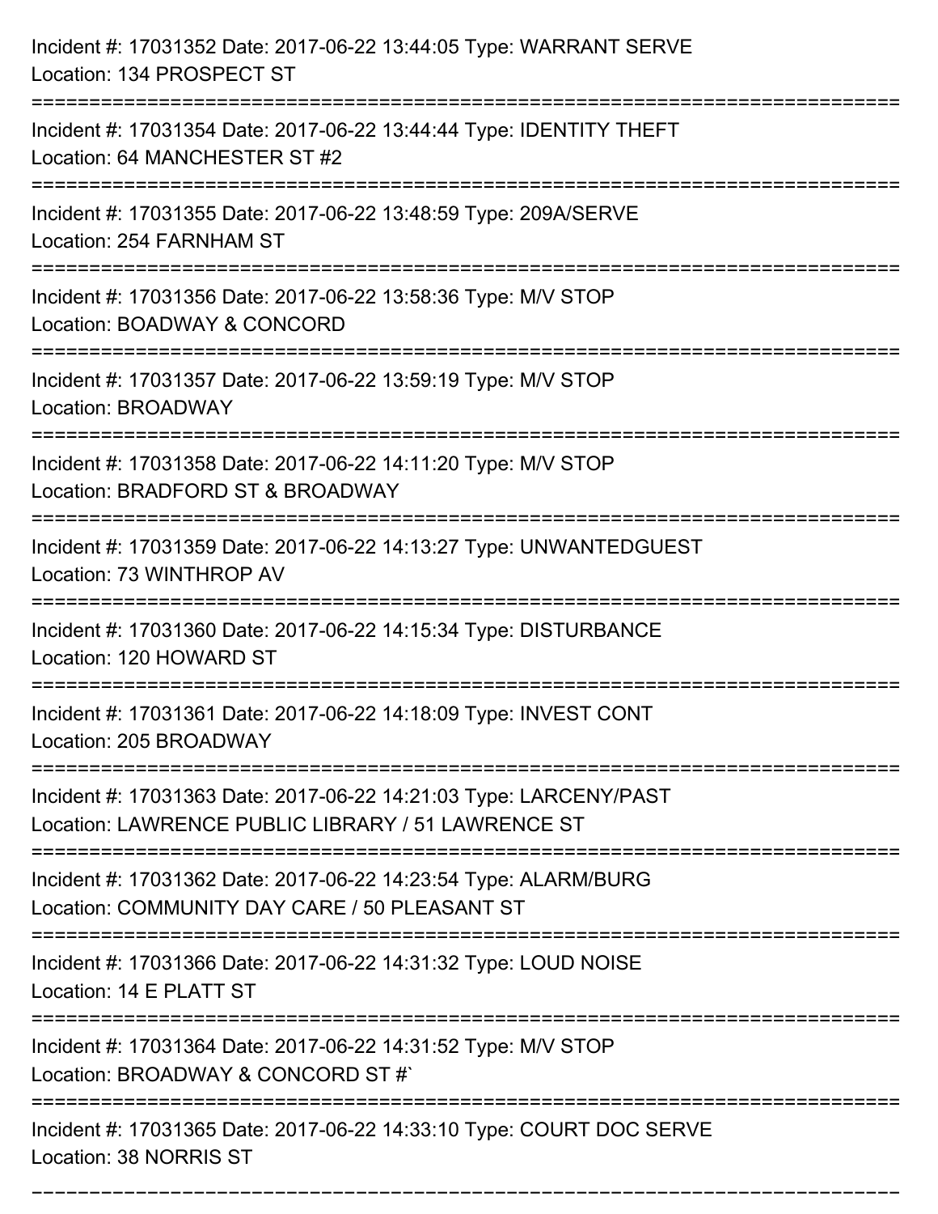Incident #: 17031352 Date: 2017-06-22 13:44:05 Type: WARRANT SERVE
Location: 134 PROSPECT ST

===========================================================================

Incident #: 17031354 Date: 2017-06-22 13:44:44 Type: IDENTITY THEFT
Location: 64 MANCHESTER ST #2

===========================================================================

Incident #: 17031355 Date: 2017-06-22 13:48:59 Type: 209A/SERVE
Location: 254 FARNHAM ST

===========================================================================

Incident #: 17031356 Date: 2017-06-22 13:58:36 Type: M/V STOP
Location: BOADWAY & CONCORD

===========================================================================

Incident #: 17031357 Date: 2017-06-22 13:59:19 Type: M/V STOP
Location: BROADWAY

===========================================================================

Incident #: 17031358 Date: 2017-06-22 14:11:20 Type: M/V STOP
Location: BRADFORD ST & BROADWAY

===========================================================================

Incident #: 17031359 Date: 2017-06-22 14:13:27 Type: UNWANTEDGUEST
Location: 73 WINTHROP AV

===========================================================================

Incident #: 17031360 Date: 2017-06-22 14:15:34 Type: DISTURBANCE
Location: 120 HOWARD ST

===========================================================================

Incident #: 17031361 Date: 2017-06-22 14:18:09 Type: INVEST CONT
Location: 205 BROADWAY

===========================================================================

Incident #: 17031363 Date: 2017-06-22 14:21:03 Type: LARCENY/PAST
Location: LAWRENCE PUBLIC LIBRARY / 51 LAWRENCE ST

===========================================================================

Incident #: 17031362 Date: 2017-06-22 14:23:54 Type: ALARM/BURG
Location: COMMUNITY DAY CARE / 50 PLEASANT ST

===========================================================================

Incident #: 17031366 Date: 2017-06-22 14:31:32 Type: LOUD NOISE
Location: 14 E PLATT ST

===========================================================================

Incident #: 17031364 Date: 2017-06-22 14:31:52 Type: M/V STOP
Location: BROADWAY & CONCORD ST #`

===========================================================================

Incident #: 17031365 Date: 2017-06-22 14:33:10 Type: COURT DOC SERVE
Location: 38 NORRIS ST

===========================================================================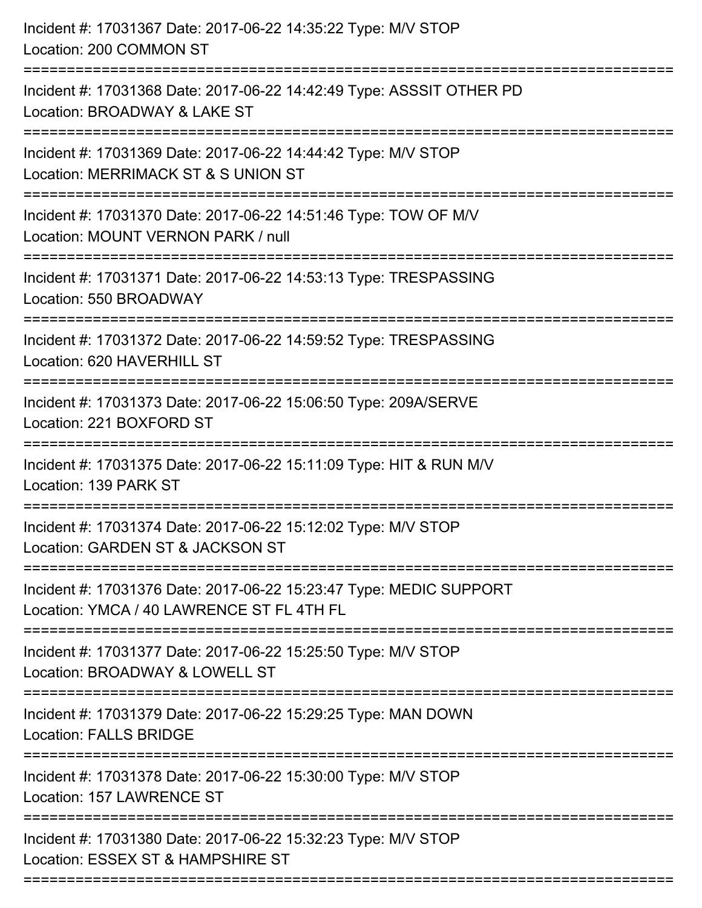Incident #: 17031367 Date: 2017-06-22 14:35:22 Type: M/V STOP
Location: 200 COMMON ST

===========================================================================

Incident #: 17031368 Date: 2017-06-22 14:42:49 Type: ASSSIT OTHER PD
Location: BROADWAY & LAKE ST

===========================================================================

Incident #: 17031369 Date: 2017-06-22 14:44:42 Type: M/V STOP
Location: MERRIMACK ST & S UNION ST

===========================================================================

Incident #: 17031370 Date: 2017-06-22 14:51:46 Type: TOW OF M/V
Location: MOUNT VERNON PARK / null

===========================================================================

Incident #: 17031371 Date: 2017-06-22 14:53:13 Type: TRESPASSING
Location: 550 BROADWAY

===========================================================================

Incident #: 17031372 Date: 2017-06-22 14:59:52 Type: TRESPASSING
Location: 620 HAVERHILL ST

===========================================================================

Incident #: 17031373 Date: 2017-06-22 15:06:50 Type: 209A/SERVE
Location: 221 BOXFORD ST

===========================================================================

Incident #: 17031375 Date: 2017-06-22 15:11:09 Type: HIT & RUN M/V
Location: 139 PARK ST

===========================================================================

Incident #: 17031374 Date: 2017-06-22 15:12:02 Type: M/V STOP
Location: GARDEN ST & JACKSON ST

===========================================================================

Incident #: 17031376 Date: 2017-06-22 15:23:47 Type: MEDIC SUPPORT
Location: YMCA / 40 LAWRENCE ST FL 4TH FL

===========================================================================

Incident #: 17031377 Date: 2017-06-22 15:25:50 Type: M/V STOP
Location: BROADWAY & LOWELL ST

===========================================================================

Incident #: 17031379 Date: 2017-06-22 15:29:25 Type: MAN DOWN
Location: FALLS BRIDGE

===========================================================================

Incident #: 17031378 Date: 2017-06-22 15:30:00 Type: M/V STOP
Location: 157 LAWRENCE ST

===========================================================================

Incident #: 17031380 Date: 2017-06-22 15:32:23 Type: M/V STOP
Location: ESSEX ST & HAMPSHIRE ST

===========================================================================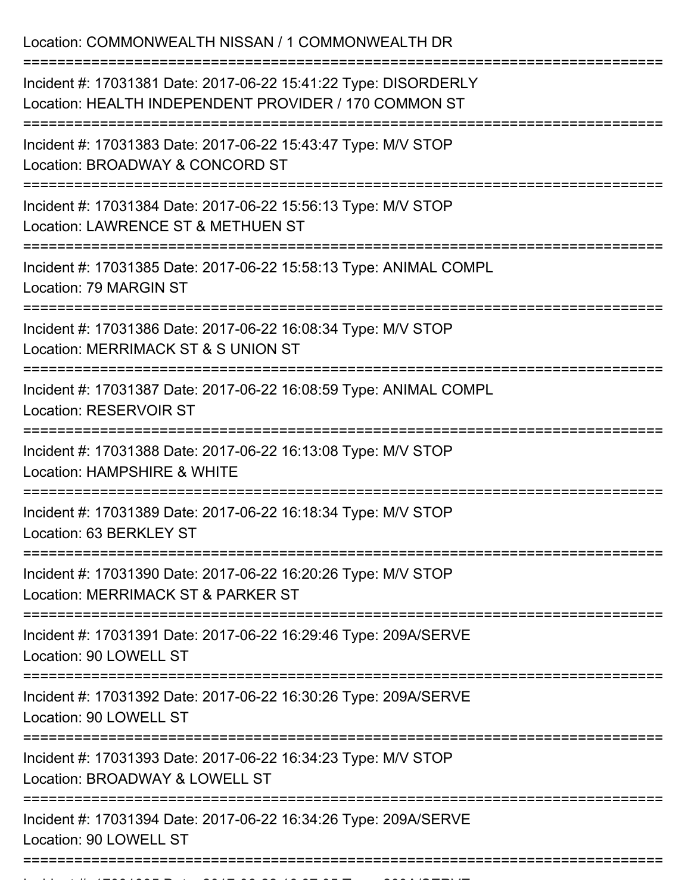Location: COMMONWEALTH NISSAN / 1 COMMONWEALTH DR

===========================================================================

Incident #: 17031381 Date: 2017-06-22 15:41:22 Type: DISORDERLY
Location: HEALTH INDEPENDENT PROVIDER / 170 COMMON ST

===========================================================================

Incident #: 17031383 Date: 2017-06-22 15:43:47 Type: M/V STOP
Location: BROADWAY & CONCORD ST

===========================================================================

Incident #: 17031384 Date: 2017-06-22 15:56:13 Type: M/V STOP
Location: LAWRENCE ST & METHUEN ST

===========================================================================

Incident #: 17031385 Date: 2017-06-22 15:58:13 Type: ANIMAL COMPL
Location: 79 MARGIN ST

===========================================================================

Incident #: 17031386 Date: 2017-06-22 16:08:34 Type: M/V STOP
Location: MERRIMACK ST & S UNION ST

===========================================================================

Incident #: 17031387 Date: 2017-06-22 16:08:59 Type: ANIMAL COMPL
Location: RESERVOIR ST

===========================================================================

Incident #: 17031388 Date: 2017-06-22 16:13:08 Type: M/V STOP
Location: HAMPSHIRE & WHITE

===========================================================================

Incident #: 17031389 Date: 2017-06-22 16:18:34 Type: M/V STOP
Location: 63 BERKLEY ST

===========================================================================

Incident #: 17031390 Date: 2017-06-22 16:20:26 Type: M/V STOP
Location: MERRIMACK ST & PARKER ST

===========================================================================

Incident #: 17031391 Date: 2017-06-22 16:29:46 Type: 209A/SERVE
Location: 90 LOWELL ST

===========================================================================

Incident #: 17031392 Date: 2017-06-22 16:30:26 Type: 209A/SERVE
Location: 90 LOWELL ST

===========================================================================

Incident #: 17031393 Date: 2017-06-22 16:34:23 Type: M/V STOP
Location: BROADWAY & LOWELL ST

===========================================================================

Incident #: 17031394 Date: 2017-06-22 16:34:26 Type: 209A/SERVE
Location: 90 LOWELL ST

===========================================================================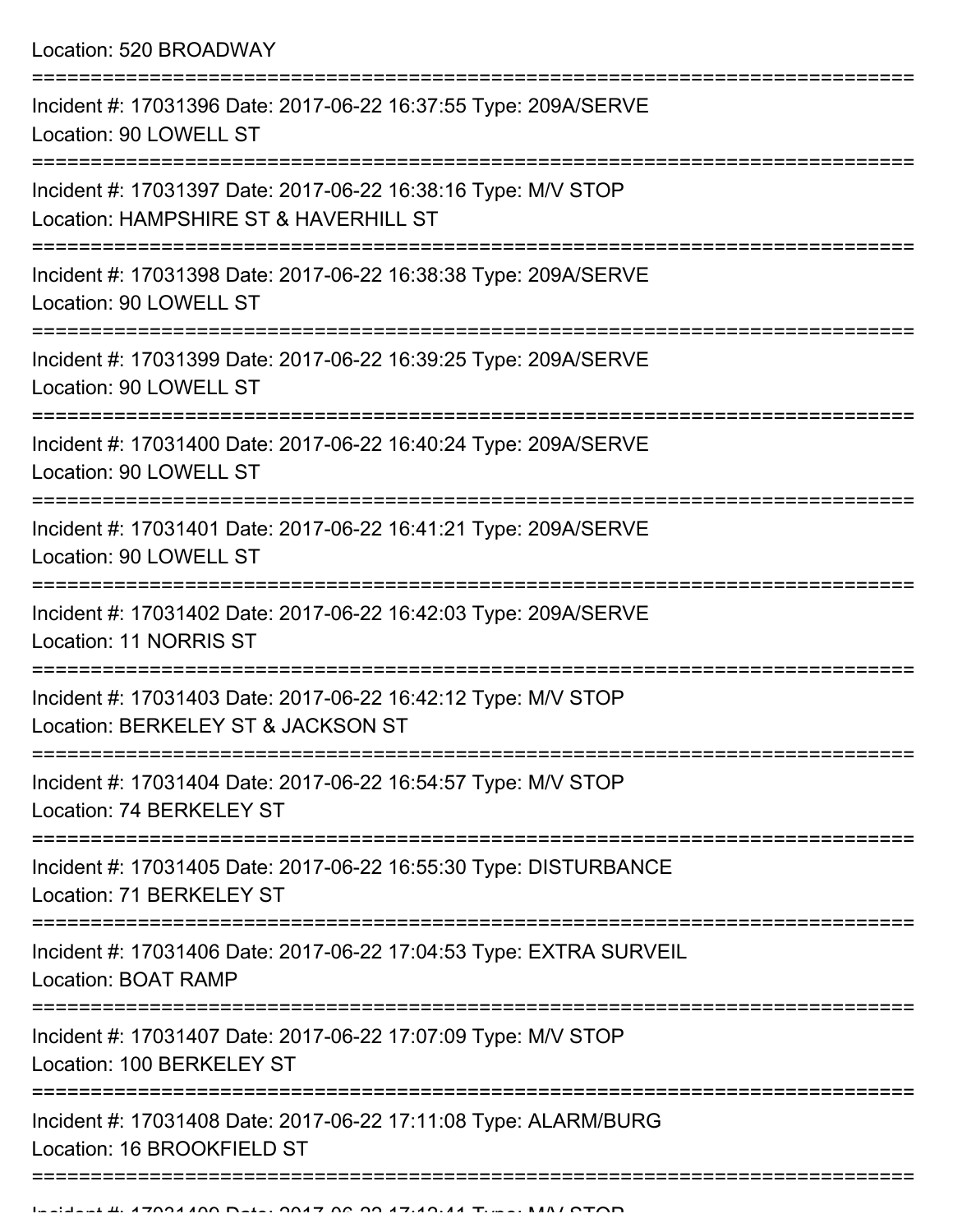Location: 520 BROADWAY

===========================================================================

Incident #: 17031396 Date: 2017-06-22 16:37:55 Type: 209A/SERVE
Location: 90 LOWELL ST

===========================================================================

Incident #: 17031397 Date: 2017-06-22 16:38:16 Type: M/V STOP
Location: HAMPSHIRE ST & HAVERHILL ST

===========================================================================

Incident #: 17031398 Date: 2017-06-22 16:38:38 Type: 209A/SERVE
Location: 90 LOWELL ST

===========================================================================

Incident #: 17031399 Date: 2017-06-22 16:39:25 Type: 209A/SERVE
Location: 90 LOWELL ST

===========================================================================

Incident #: 17031400 Date: 2017-06-22 16:40:24 Type: 209A/SERVE
Location: 90 LOWELL ST

===========================================================================

Incident #: 17031401 Date: 2017-06-22 16:41:21 Type: 209A/SERVE
Location: 90 LOWELL ST

===========================================================================

Incident #: 17031402 Date: 2017-06-22 16:42:03 Type: 209A/SERVE
Location: 11 NORRIS ST

===========================================================================

Incident #: 17031403 Date: 2017-06-22 16:42:12 Type: M/V STOP
Location: BERKELEY ST & JACKSON ST

===========================================================================

Incident #: 17031404 Date: 2017-06-22 16:54:57 Type: M/V STOP
Location: 74 BERKELEY ST

===========================================================================

Incident #: 17031405 Date: 2017-06-22 16:55:30 Type: DISTURBANCE
Location: 71 BERKELEY ST

===========================================================================

Incident #: 17031406 Date: 2017-06-22 17:04:53 Type: EXTRA SURVEIL
Location: BOAT RAMP

===========================================================================

Incident #: 17031407 Date: 2017-06-22 17:07:09 Type: M/V STOP
Location: 100 BERKELEY ST

===========================================================================

Incident #: 17031408 Date: 2017-06-22 17:11:08 Type: ALARM/BURG
Location: 16 BROOKFIELD ST

===========================================================================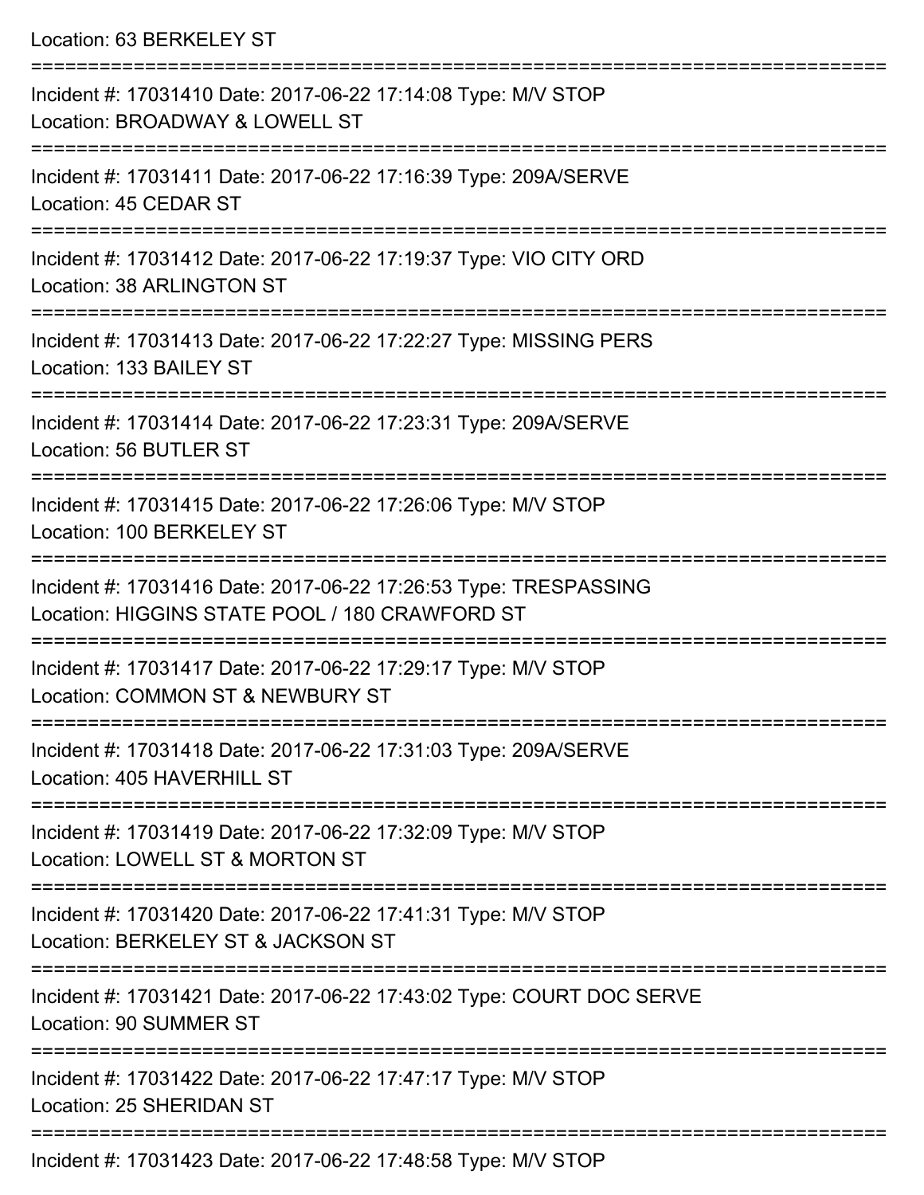Location: 63 BERKELEY ST

===========================================================================

Incident #: 17031410 Date: 2017-06-22 17:14:08 Type: M/V STOP
Location: BROADWAY & LOWELL ST

===========================================================================

Incident #: 17031411 Date: 2017-06-22 17:16:39 Type: 209A/SERVE
Location: 45 CEDAR ST

===========================================================================

Incident #: 17031412 Date: 2017-06-22 17:19:37 Type: VIO CITY ORD
Location: 38 ARLINGTON ST

===========================================================================

Incident #: 17031413 Date: 2017-06-22 17:22:27 Type: MISSING PERS
Location: 133 BAILEY ST

===========================================================================

Incident #: 17031414 Date: 2017-06-22 17:23:31 Type: 209A/SERVE
Location: 56 BUTLER ST

===========================================================================

Incident #: 17031415 Date: 2017-06-22 17:26:06 Type: M/V STOP
Location: 100 BERKELEY ST

===========================================================================

Incident #: 17031416 Date: 2017-06-22 17:26:53 Type: TRESPASSING
Location: HIGGINS STATE POOL / 180 CRAWFORD ST

===========================================================================

Incident #: 17031417 Date: 2017-06-22 17:29:17 Type: M/V STOP
Location: COMMON ST & NEWBURY ST

===========================================================================

Incident #: 17031418 Date: 2017-06-22 17:31:03 Type: 209A/SERVE
Location: 405 HAVERHILL ST

===========================================================================

Incident #: 17031419 Date: 2017-06-22 17:32:09 Type: M/V STOP
Location: LOWELL ST & MORTON ST

===========================================================================

Incident #: 17031420 Date: 2017-06-22 17:41:31 Type: M/V STOP
Location: BERKELEY ST & JACKSON ST

===========================================================================

Incident #: 17031421 Date: 2017-06-22 17:43:02 Type: COURT DOC SERVE
Location: 90 SUMMER ST

===========================================================================

Incident #: 17031422 Date: 2017-06-22 17:47:17 Type: M/V STOP
Location: 25 SHERIDAN ST

===========================================================================

Incident #: 17031423 Date: 2017-06-22 17:48:58 Type: M/V STOP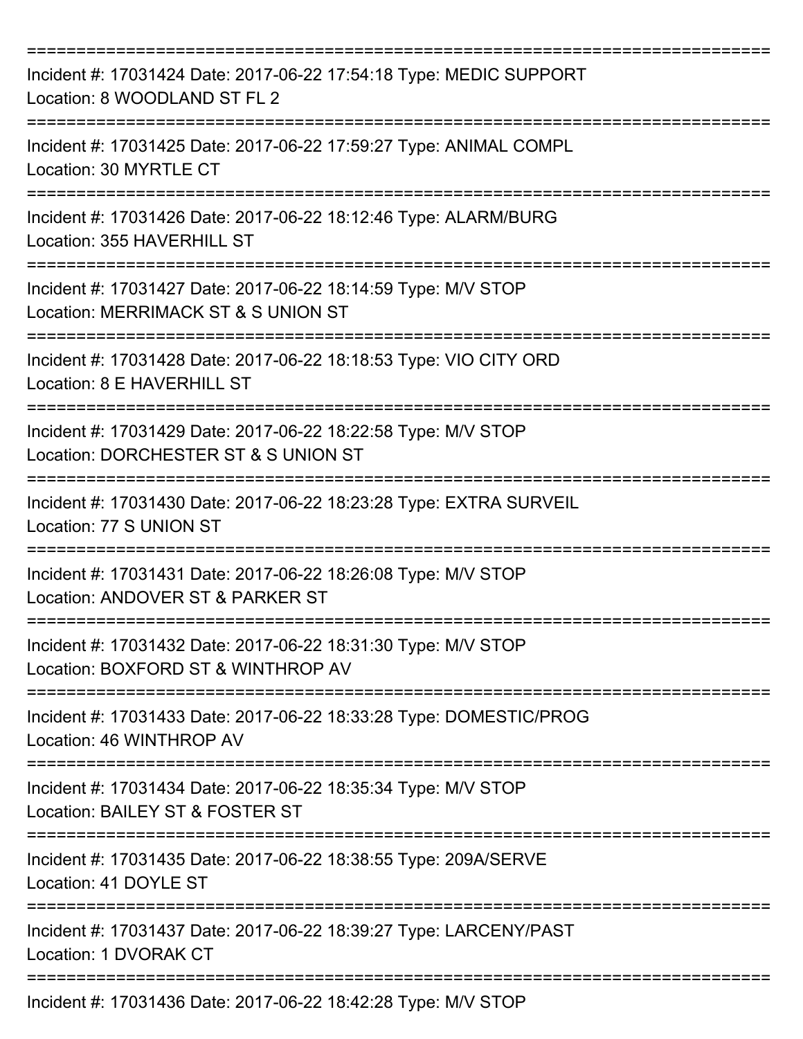===========================================================================

Incident #: 17031424 Date: 2017-06-22 17:54:18 Type: MEDIC SUPPORT

Location: 8 WOODLAND ST FL 2

===========================================================================

Incident #: 17031425 Date: 2017-06-22 17:59:27 Type: ANIMAL COMPL

Location: 30 MYRTLE CT

===========================================================================

Incident #: 17031426 Date: 2017-06-22 18:12:46 Type: ALARM/BURG

Location: 355 HAVERHILL ST

===========================================================================

Incident #: 17031427 Date: 2017-06-22 18:14:59 Type: M/V STOP

Location: MERRIMACK ST & S UNION ST

===========================================================================

Incident #: 17031428 Date: 2017-06-22 18:18:53 Type: VIO CITY ORD

Location: 8 E HAVERHILL ST

===========================================================================

Incident #: 17031429 Date: 2017-06-22 18:22:58 Type: M/V STOP

Location: DORCHESTER ST & S UNION ST

===========================================================================

Incident #: 17031430 Date: 2017-06-22 18:23:28 Type: EXTRA SURVEIL

Location: 77 S UNION ST

===========================================================================

Incident #: 17031431 Date: 2017-06-22 18:26:08 Type: M/V STOP

Location: ANDOVER ST & PARKER ST

===========================================================================

Incident #: 17031432 Date: 2017-06-22 18:31:30 Type: M/V STOP

Location: BOXFORD ST & WINTHROP AV

===========================================================================

Incident #: 17031433 Date: 2017-06-22 18:33:28 Type: DOMESTIC/PROG

Location: 46 WINTHROP AV

===========================================================================

Incident #: 17031434 Date: 2017-06-22 18:35:34 Type: M/V STOP

Location: BAILEY ST & FOSTER ST

===========================================================================

Incident #: 17031435 Date: 2017-06-22 18:38:55 Type: 209A/SERVE

Location: 41 DOYLE ST

===========================================================================

Incident #: 17031437 Date: 2017-06-22 18:39:27 Type: LARCENY/PAST

Location: 1 DVORAK CT

===========================================================================

Incident #: 17031436 Date: 2017-06-22 18:42:28 Type: M/V STOP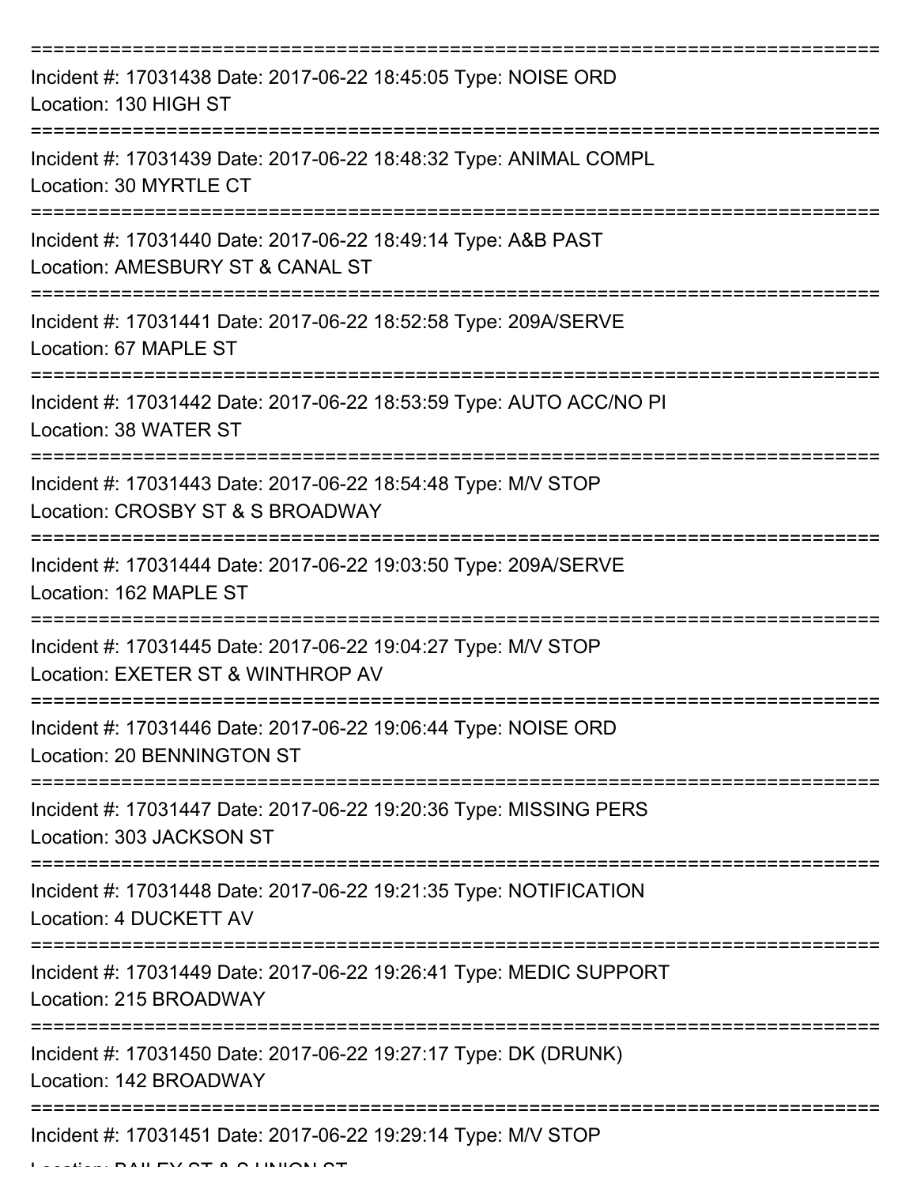================================================================================

Incident #: 17031438 Date: 2017-06-22 18:45:05 Type: NOISE ORD
Location: 130 HIGH ST

================================================================================

Incident #: 17031439 Date: 2017-06-22 18:48:32 Type: ANIMAL COMPL
Location: 30 MYRTLE CT

================================================================================

Incident #: 17031440 Date: 2017-06-22 18:49:14 Type: A&B PAST
Location: AMESBURY ST & CANAL ST

================================================================================

Incident #: 17031441 Date: 2017-06-22 18:52:58 Type: 209A/SERVE
Location: 67 MAPLE ST

================================================================================

Incident #: 17031442 Date: 2017-06-22 18:53:59 Type: AUTO ACC/NO PI
Location: 38 WATER ST

================================================================================

Incident #: 17031443 Date: 2017-06-22 18:54:48 Type: M/V STOP
Location: CROSBY ST & S BROADWAY

================================================================================

Incident #: 17031444 Date: 2017-06-22 19:03:50 Type: 209A/SERVE
Location: 162 MAPLE ST

================================================================================

Incident #: 17031445 Date: 2017-06-22 19:04:27 Type: M/V STOP
Location: EXETER ST & WINTHROP AV

================================================================================

Incident #: 17031446 Date: 2017-06-22 19:06:44 Type: NOISE ORD
Location: 20 BENNINGTON ST

================================================================================

Incident #: 17031447 Date: 2017-06-22 19:20:36 Type: MISSING PERS
Location: 303 JACKSON ST

================================================================================

Incident #: 17031448 Date: 2017-06-22 19:21:35 Type: NOTIFICATION
Location: 4 DUCKETT AV

================================================================================

Incident #: 17031449 Date: 2017-06-22 19:26:41 Type: MEDIC SUPPORT
Location: 215 BROADWAY

================================================================================

Incident #: 17031450 Date: 2017-06-22 19:27:17 Type: DK (DRUNK)
Location: 142 BROADWAY

================================================================================

Incident #: 17031451 Date: 2017-06-22 19:29:14 Type: M/V STOP
Location: BAILEY ST & S UNION ST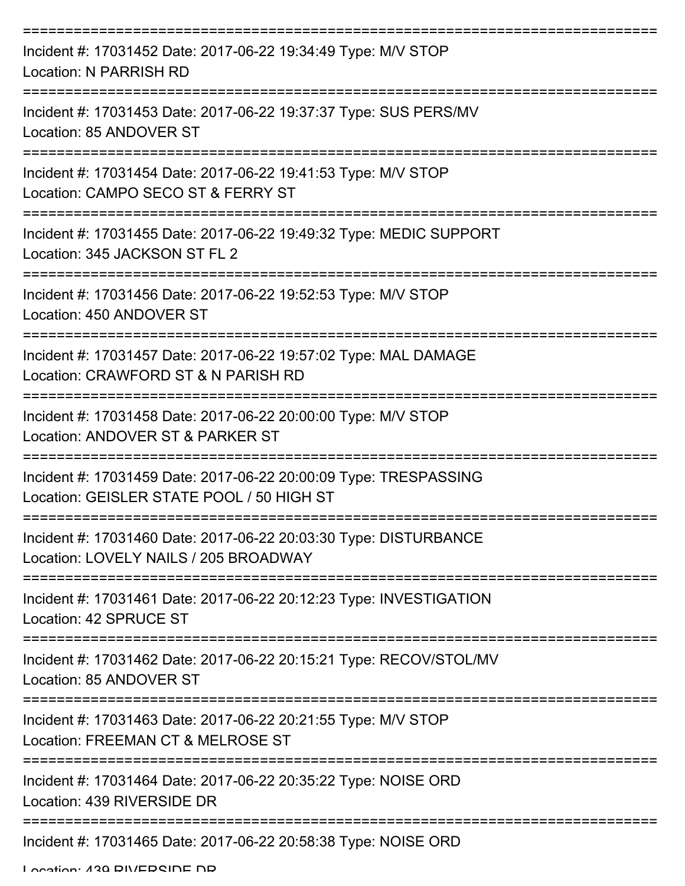===========================================================================

Incident #: 17031452 Date: 2017-06-22 19:34:49 Type: M/V STOP

Location: N PARRISH RD

===========================================================================

Incident #: 17031453 Date: 2017-06-22 19:37:37 Type: SUS PERS/MV

Location: 85 ANDOVER ST

===========================================================================

Incident #: 17031454 Date: 2017-06-22 19:41:53 Type: M/V STOP

Location: CAMPO SECO ST & FERRY ST

===========================================================================

Incident #: 17031455 Date: 2017-06-22 19:49:32 Type: MEDIC SUPPORT

Location: 345 JACKSON ST FL 2

===========================================================================

Incident #: 17031456 Date: 2017-06-22 19:52:53 Type: M/V STOP

Location: 450 ANDOVER ST

===========================================================================

Incident #: 17031457 Date: 2017-06-22 19:57:02 Type: MAL DAMAGE

Location: CRAWFORD ST & N PARISH RD

===========================================================================

Incident #: 17031458 Date: 2017-06-22 20:00:00 Type: M/V STOP

Location: ANDOVER ST & PARKER ST

===========================================================================

Incident #: 17031459 Date: 2017-06-22 20:00:09 Type: TRESPASSING

Location: GEISLER STATE POOL / 50 HIGH ST

===========================================================================

Incident #: 17031460 Date: 2017-06-22 20:03:30 Type: DISTURBANCE

Location: LOVELY NAILS / 205 BROADWAY

===========================================================================

Incident #: 17031461 Date: 2017-06-22 20:12:23 Type: INVESTIGATION

Location: 42 SPRUCE ST

===========================================================================

Incident #: 17031462 Date: 2017-06-22 20:15:21 Type: RECOV/STOL/MV

Location: 85 ANDOVER ST

===========================================================================

Incident #: 17031463 Date: 2017-06-22 20:21:55 Type: M/V STOP

Location: FREEMAN CT & MELROSE ST

===========================================================================

Incident #: 17031464 Date: 2017-06-22 20:35:22 Type: NOISE ORD

Location: 439 RIVERSIDE DR

===========================================================================

Incident #: 17031465 Date: 2017-06-22 20:58:38 Type: NOISE ORD

Location: 439 RIVERSIDE DR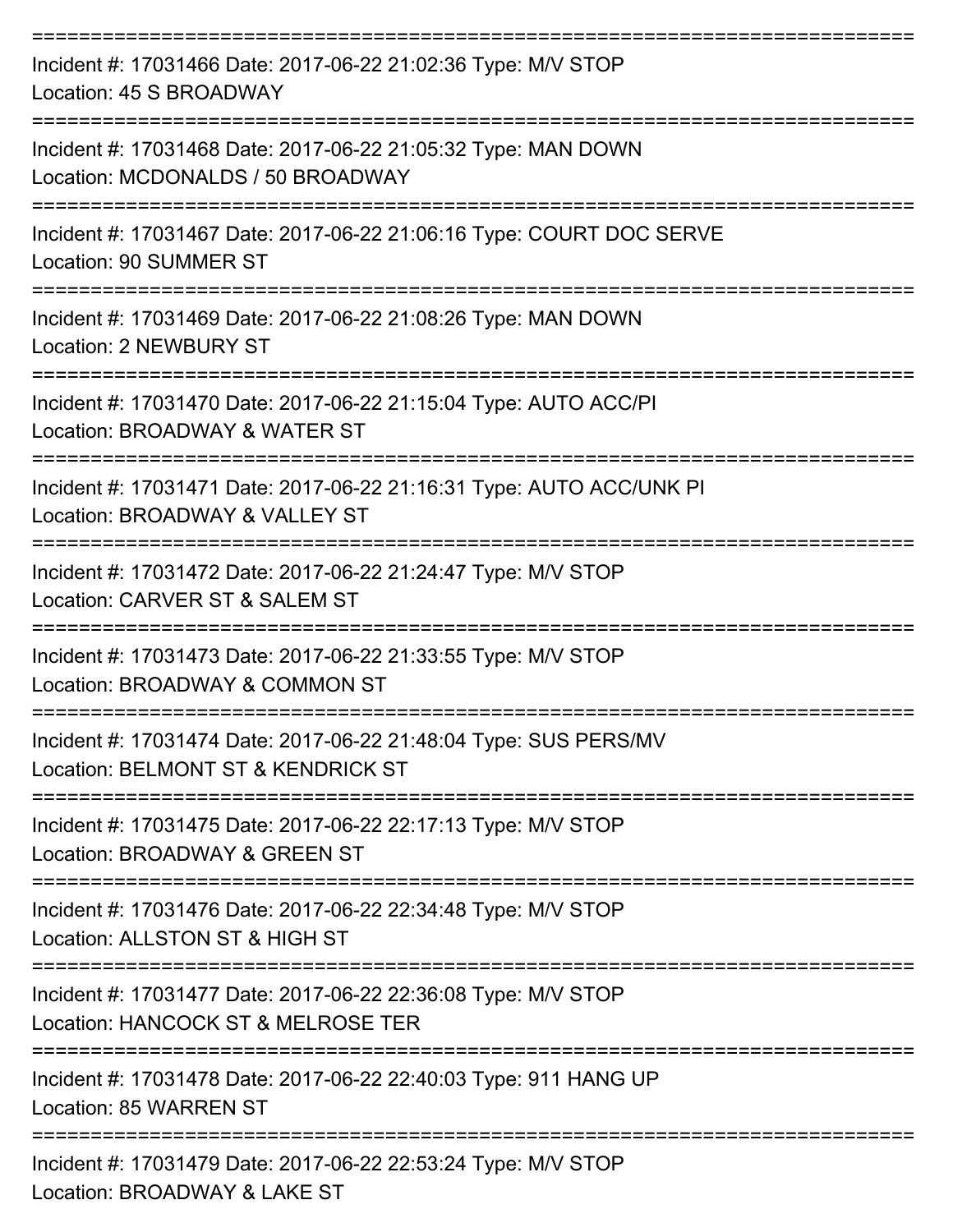===========================================================================

Incident #: 17031466 Date: 2017-06-22 21:02:36 Type: M/V STOP
Location: 45 S BROADWAY

===========================================================================

Incident #: 17031468 Date: 2017-06-22 21:05:32 Type: MAN DOWN
Location: MCDONALDS / 50 BROADWAY

===========================================================================

Incident #: 17031467 Date: 2017-06-22 21:06:16 Type: COURT DOC SERVE
Location: 90 SUMMER ST

===========================================================================

Incident #: 17031469 Date: 2017-06-22 21:08:26 Type: MAN DOWN
Location: 2 NEWBURY ST

===========================================================================

Incident #: 17031470 Date: 2017-06-22 21:15:04 Type: AUTO ACC/PI
Location: BROADWAY & WATER ST

===========================================================================

Incident #: 17031471 Date: 2017-06-22 21:16:31 Type: AUTO ACC/UNK PI
Location: BROADWAY & VALLEY ST

===========================================================================

Incident #: 17031472 Date: 2017-06-22 21:24:47 Type: M/V STOP
Location: CARVER ST & SALEM ST

===========================================================================

Incident #: 17031473 Date: 2017-06-22 21:33:55 Type: M/V STOP
Location: BROADWAY & COMMON ST

===========================================================================

Incident #: 17031474 Date: 2017-06-22 21:48:04 Type: SUS PERS/MV
Location: BELMONT ST & KENDRICK ST

===========================================================================

Incident #: 17031475 Date: 2017-06-22 22:17:13 Type: M/V STOP
Location: BROADWAY & GREEN ST

===========================================================================

Incident #: 17031476 Date: 2017-06-22 22:34:48 Type: M/V STOP
Location: ALLSTON ST & HIGH ST

===========================================================================

Incident #: 17031477 Date: 2017-06-22 22:36:08 Type: M/V STOP
Location: HANCOCK ST & MELROSE TER

===========================================================================

Incident #: 17031478 Date: 2017-06-22 22:40:03 Type: 911 HANG UP
Location: 85 WARREN ST

===========================================================================

Incident #: 17031479 Date: 2017-06-22 22:53:24 Type: M/V STOP
Location: BROADWAY & LAKE ST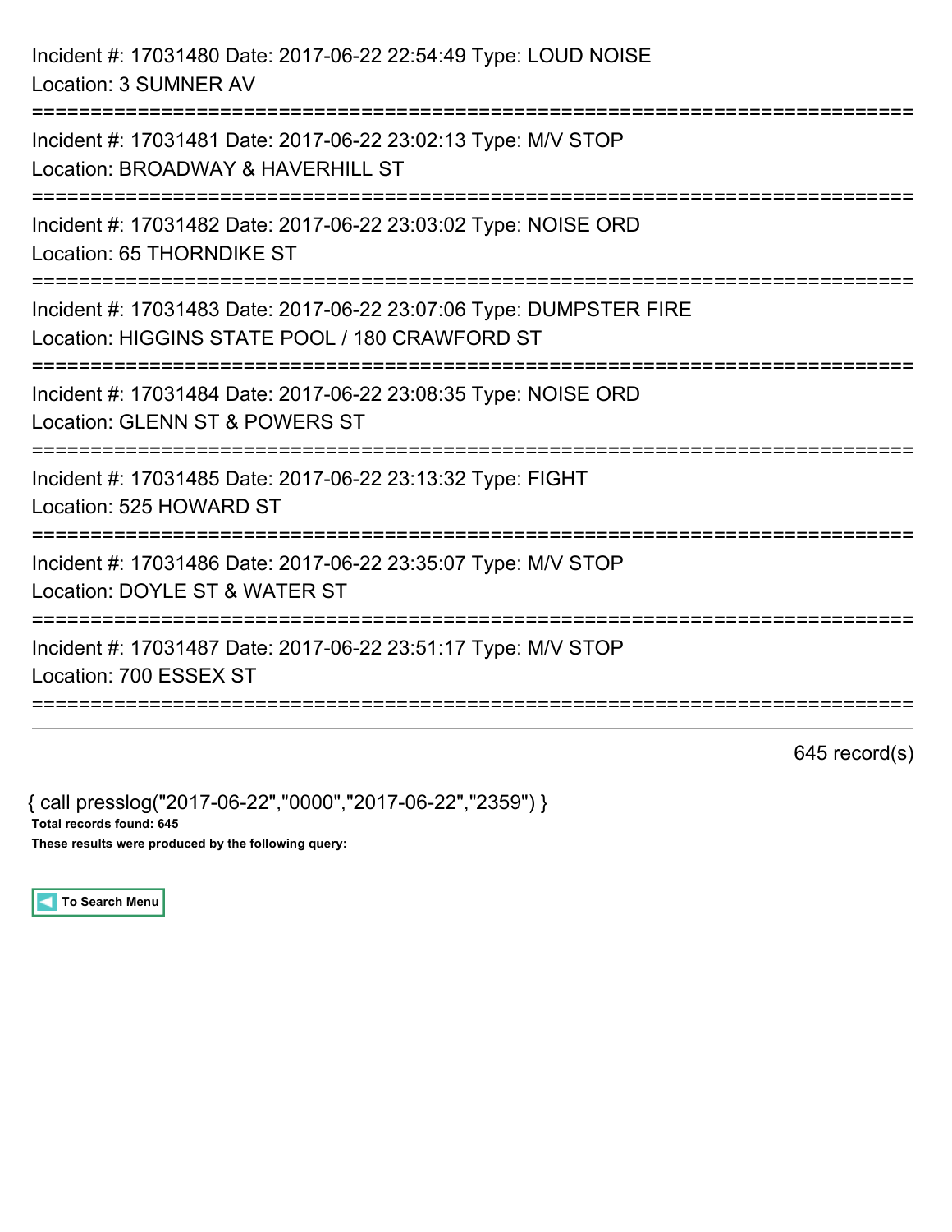Incident #: 17031480 Date: 2017-06-22 22:54:49 Type: LOUD NOISE
Location: 3 SUMNER AV

===========================================================================

Incident #: 17031481 Date: 2017-06-22 23:02:13 Type: M/V STOP
Location: BROADWAY & HAVERHILL ST

===========================================================================

Incident #: 17031482 Date: 2017-06-22 23:03:02 Type: NOISE ORD
Location: 65 THORNDIKE ST

===========================================================================

Incident #: 17031483 Date: 2017-06-22 23:07:06 Type: DUMPSTER FIRE
Location: HIGGINS STATE POOL / 180 CRAWFORD ST

===========================================================================

Incident #: 17031484 Date: 2017-06-22 23:08:35 Type: NOISE ORD
Location: GLENN ST & POWERS ST

===========================================================================

Incident #: 17031485 Date: 2017-06-22 23:13:32 Type: FIGHT
Location: 525 HOWARD ST

===========================================================================

Incident #: 17031486 Date: 2017-06-22 23:35:07 Type: M/V STOP
Location: DOYLE ST & WATER ST

===========================================================================

Incident #: 17031487 Date: 2017-06-22 23:51:17 Type: M/V STOP
Location: 700 ESSEX ST

===========================================================================

645 record(s)

{ call presslog("2017-06-22","0000","2017-06-22","2359") }

**Total records found: 645**

**These results were produced by the following query:**

To Search Menu